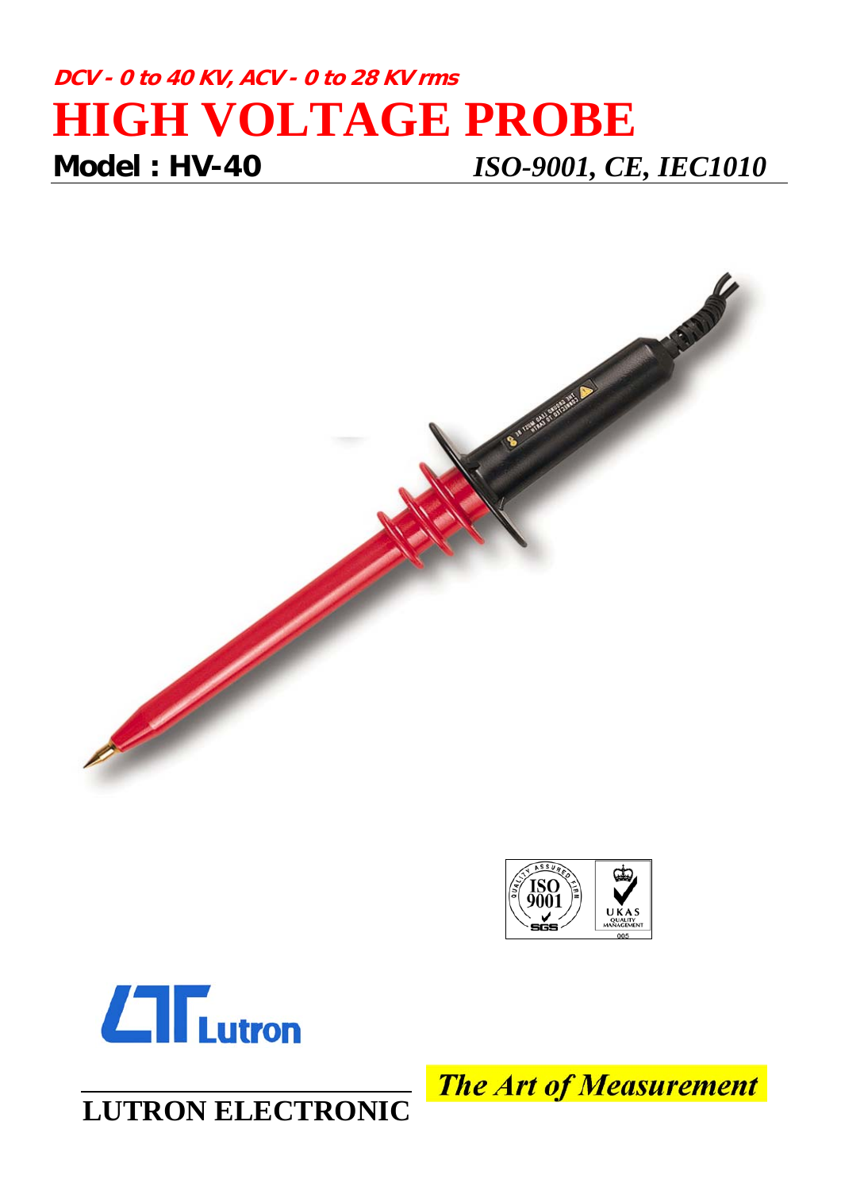**DCV - 0 to 40 KV, ACV - 0 to 28 KV rms**

# HIGH VOLTAGE PROBE

**Model : HV-40** *ISO-9001, CE, IEC1010*

Lutron

*The Art of Measurement*

**LUTRON ELECTRONIC**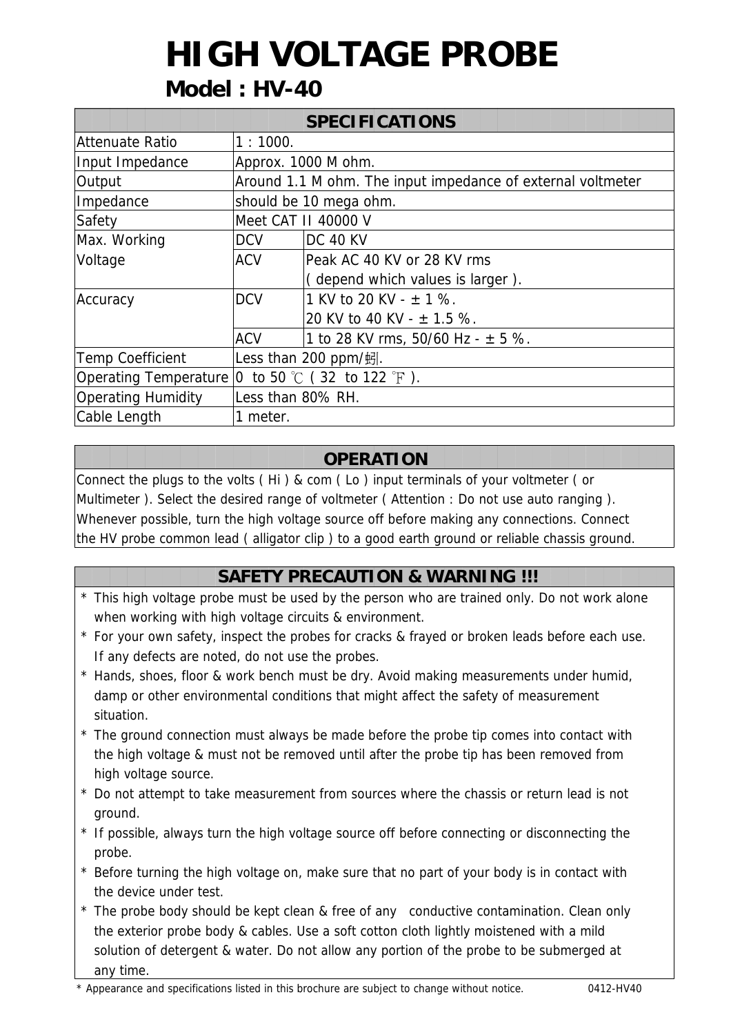# HIGH VOLTAGE PROBE

## Model : HV-40

| SPECIFICATIONS | | |
|---|---|---|
| Attenuate Ratio | 1 : 1000. | |
| Input Impedance | Approx. 1000 M ohm. | |
| Output Impedance | Around 1.1 M ohm. The input impedance of external voltmeter should be 10 mega ohm. | |
| Safety | Meet CAT II 40000 V | |
| Max. Working Voltage | DCV | DC 40 KV |
| | ACV | Peak AC 40 KV or 28 KV rms ( depend which values is larger ). |
| Accuracy | DCV | 1 KV to 20 KV - ± 1 %.<br>20 KV to 40 KV - ± 1.5 %. |
| | ACV | 1 to 28 KV rms, 50/60 Hz - ± 5 %. |
| Temp Coefficient | Less than 200 ppm/蚓. | |
| Operating Temperature | 0 to 50 ℃ ( 32 to 122 ℉ ). | |
| Operating Humidity | Less than 80% RH. | |
| Cable Length | 1 meter. | |

## OPERATION

Connect the plugs to the volts ( Hi ) & com ( Lo ) input terminals of your voltmeter ( or Multimeter ). Select the desired range of voltmeter ( Attention : Do not use auto ranging ). Whenever possible, turn the high voltage source off before making any connections. Connect the HV probe common lead ( alligator clip ) to a good earth ground or reliable chassis ground.

## SAFETY PRECAUTION & WARNING !!!

* This high voltage probe must be used by the person who are trained only. Do not work alone when working with high voltage circuits & environment.
* For your own safety, inspect the probes for cracks & frayed or broken leads before each use. If any defects are noted, do not use the probes.
* Hands, shoes, floor & work bench must be dry. Avoid making measurements under humid, damp or other environmental conditions that might affect the safety of measurement situation.
* The ground connection must always be made before the probe tip comes into contact with the high voltage & must not be removed until after the probe tip has been removed from high voltage source.
* Do not attempt to take measurement from sources where the chassis or return lead is not ground.
* If possible, always turn the high voltage source off before connecting or disconnecting the probe.
* Before turning the high voltage on, make sure that no part of your body is in contact with the device under test.
* The probe body should be kept clean & free of any conductive contamination. Clean only the exterior probe body & cables. Use a soft cotton cloth lightly moistened with a mild solution of detergent & water. Do not allow any portion of the probe to be submerged at any time.

* Appearance and specifications listed in this brochure are subject to change without notice. 0412-HV40